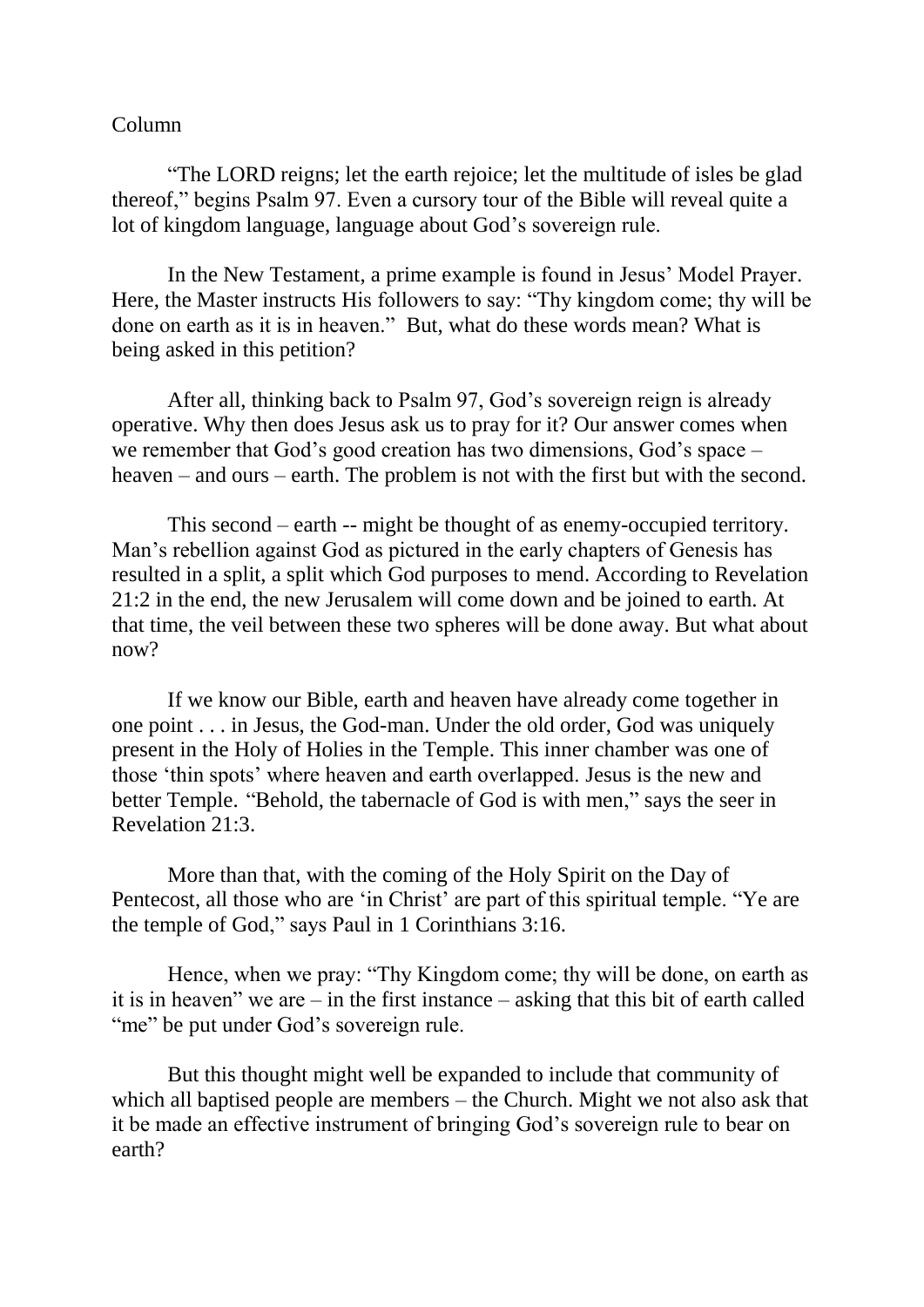Column

"The LORD reigns; let the earth rejoice; let the multitude of isles be glad thereof," begins Psalm 97. Even a cursory tour of the Bible will reveal quite a lot of kingdom language, language about God's sovereign rule.

In the New Testament, a prime example is found in Jesus' Model Prayer. Here, the Master instructs His followers to say: "Thy kingdom come; thy will be done on earth as it is in heaven." But, what do these words mean? What is being asked in this petition?

After all, thinking back to Psalm 97, God's sovereign reign is already operative. Why then does Jesus ask us to pray for it? Our answer comes when we remember that God's good creation has two dimensions, God's space – heaven – and ours – earth. The problem is not with the first but with the second.

This second – earth -- might be thought of as enemy-occupied territory. Man's rebellion against God as pictured in the early chapters of Genesis has resulted in a split, a split which God purposes to mend. According to Revelation 21:2 in the end, the new Jerusalem will come down and be joined to earth. At that time, the veil between these two spheres will be done away. But what about now?

If we know our Bible, earth and heaven have already come together in one point . . . in Jesus, the God-man. Under the old order, God was uniquely present in the Holy of Holies in the Temple. This inner chamber was one of those 'thin spots' where heaven and earth overlapped. Jesus is the new and better Temple. "Behold, the tabernacle of God is with men," says the seer in Revelation 21:3.

More than that, with the coming of the Holy Spirit on the Day of Pentecost, all those who are 'in Christ' are part of this spiritual temple. "Ye are the temple of God," says Paul in 1 Corinthians 3:16.

Hence, when we pray: "Thy Kingdom come; thy will be done, on earth as it is in heaven" we are – in the first instance – asking that this bit of earth called "me" be put under God's sovereign rule.

But this thought might well be expanded to include that community of which all baptised people are members – the Church. Might we not also ask that it be made an effective instrument of bringing God's sovereign rule to bear on earth?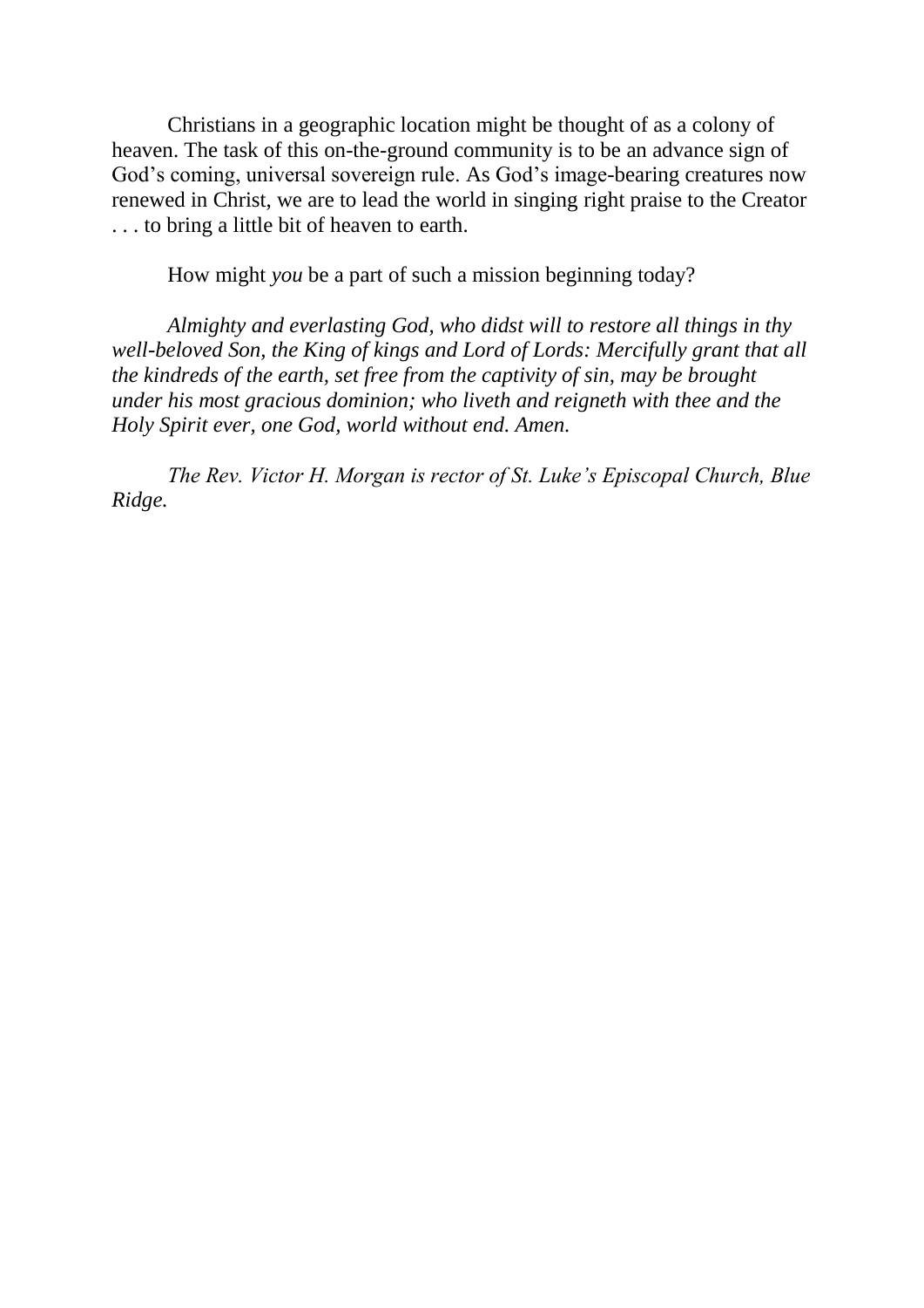Christians in a geographic location might be thought of as a colony of heaven. The task of this on-the-ground community is to be an advance sign of God's coming, universal sovereign rule. As God's image-bearing creatures now renewed in Christ, we are to lead the world in singing right praise to the Creator . . . to bring a little bit of heaven to earth.

How might *you* be a part of such a mission beginning today?

*Almighty and everlasting God, who didst will to restore all things in thy well-beloved Son, the King of kings and Lord of Lords: Mercifully grant that all the kindreds of the earth, set free from the captivity of sin, may be brought under his most gracious dominion; who liveth and reigneth with thee and the Holy Spirit ever, one God, world without end. Amen.*

*The Rev. Victor H. Morgan is rector of St. Luke's Episcopal Church, Blue Ridge.*